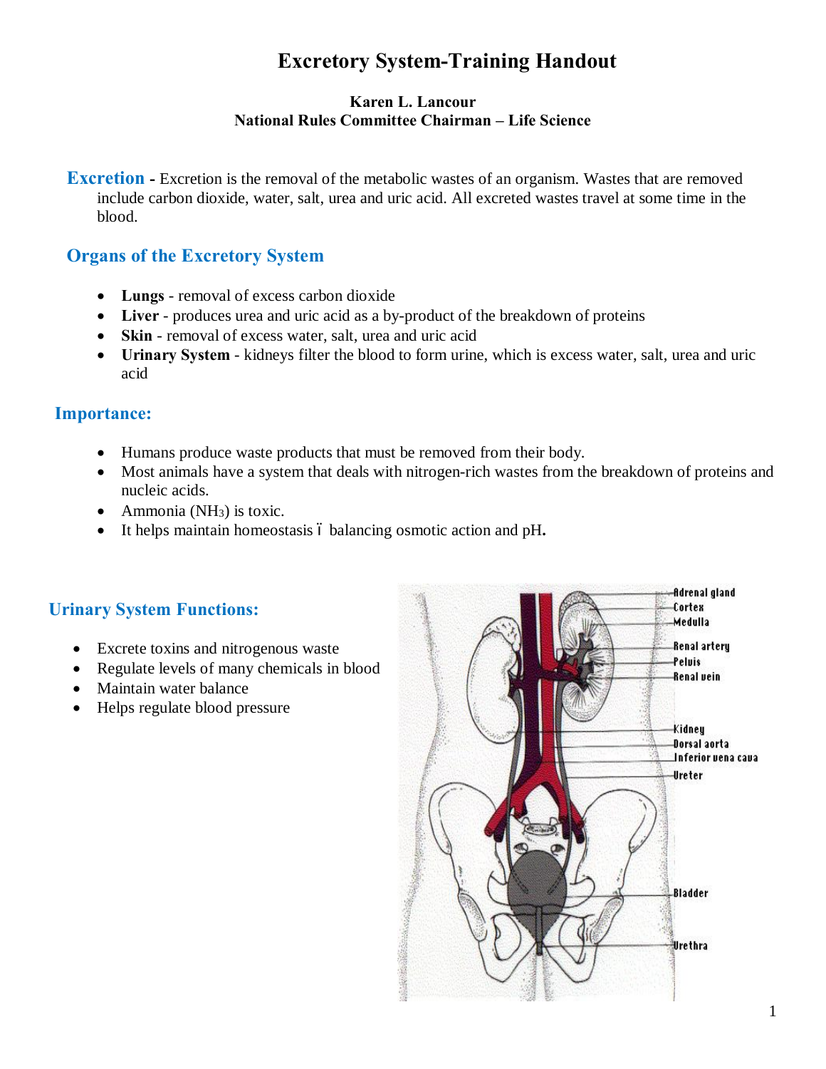# Excretory System-Training Handout

**Karen L. Lancour**
**National Rules Committee Chairman – Life Science**

## Excretion

**Excretion -** Excretion is the removal of the metabolic wastes of an organism. Wastes that are removed include carbon dioxide, water, salt, urea and uric acid. All excreted wastes travel at some time in the blood.

## Organs of the Excretory System

- **Lungs** - removal of excess carbon dioxide
- **Liver** - produces urea and uric acid as a by-product of the breakdown of proteins
- **Skin** - removal of excess water, salt, urea and uric acid
- **Urinary System** - kidneys filter the blood to form urine, which is excess water, salt, urea and uric acid

## Importance:

- Humans produce waste products that must be removed from their body.
- Most animals have a system that deals with nitrogen-rich wastes from the breakdown of proteins and nucleic acids.
- Ammonia ($NH_3$) is toxic.
- It helps maintain homeostasis – balancing osmotic action and pH**.**

## Urinary System Functions:

- Excrete toxins and nitrogenous waste
- Regulate levels of many chemicals in blood
- Maintain water balance
- Helps regulate blood pressure

Adrenal gland
Cortex
Medulla
Renal artery
Pelvis
Renal vein
Kidney
Dorsal aorta
Inferior vena cava
Ureter
Bladder
Urethra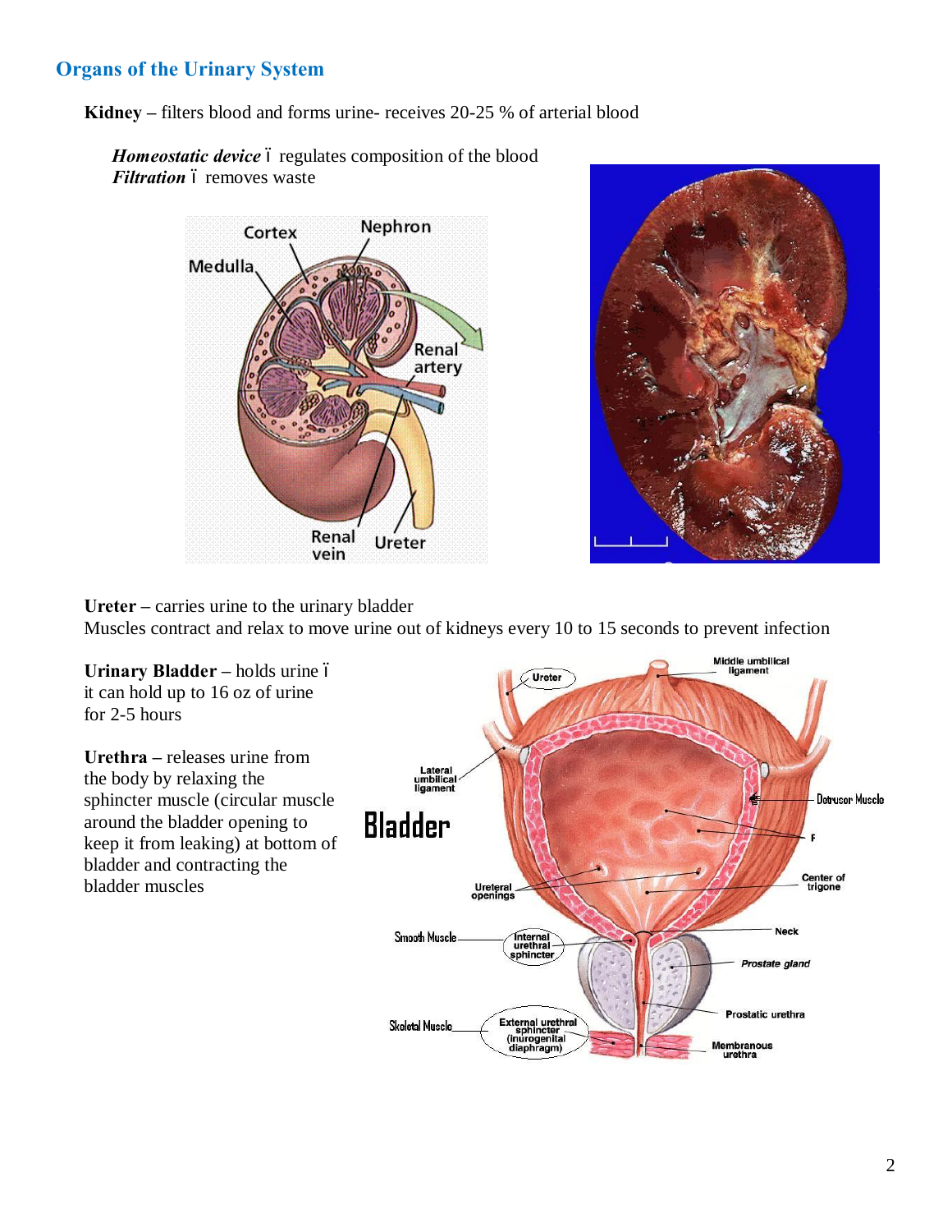## Organs of the Urinary System

**Kidney** – filters blood and forms urine- receives 20-25 % of arterial blood

> ***Homeostatic device*** ï regulates composition of the blood
> ***Filtration*** ï removes waste

**Ureter** – carries urine to the urinary bladder
Muscles contract and relax to move urine out of kidneys every 10 to 15 seconds to prevent infection

**Urinary Bladder** – holds urine ï it can hold up to 16 oz of urine for 2-5 hours

**Urethra** – releases urine from the body by relaxing the sphincter muscle (circular muscle around the bladder opening to keep it from leaking) at bottom of bladder and contracting the bladder muscles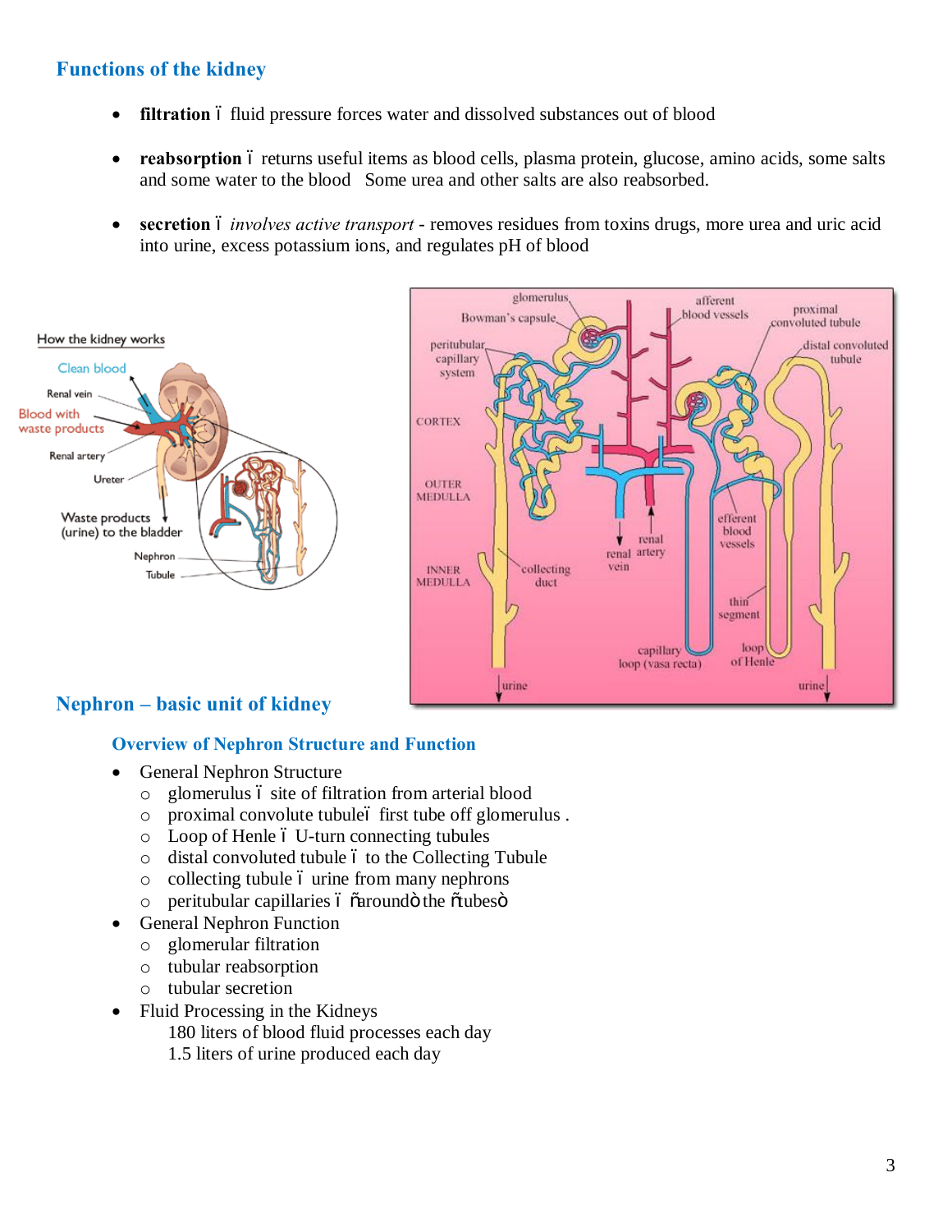## Functions of the kidney

- **filtration** – fluid pressure forces water and dissolved substances out of blood
- **reabsorption** – returns useful items as blood cells, plasma protein, glucose, amino acids, some salts and some water to the blood Some urea and other salts are also reabsorbed.
- **secretion** – *involves active transport* - removes residues from toxins drugs, more urea and uric acid into urine, excess potassium ions, and regulates pH of blood

## Nephron – basic unit of kidney

### Overview of Nephron Structure and Function

- General Nephron Structure
  - glomerulus – site of filtration from arterial blood
  - proximal convolute tubule– first tube off glomerulus .
  - Loop of Henle – U-turn connecting tubules
  - distal convoluted tubule – to the Collecting Tubule
  - collecting tubule – urine from many nephrons
  - peritubular capillaries – "around" the "tubes"
- General Nephron Function
  - glomerular filtration
  - tubular reabsorption
  - tubular secretion
- Fluid Processing in the Kidneys

  180 liters of blood fluid processes each day

  1.5 liters of urine produced each day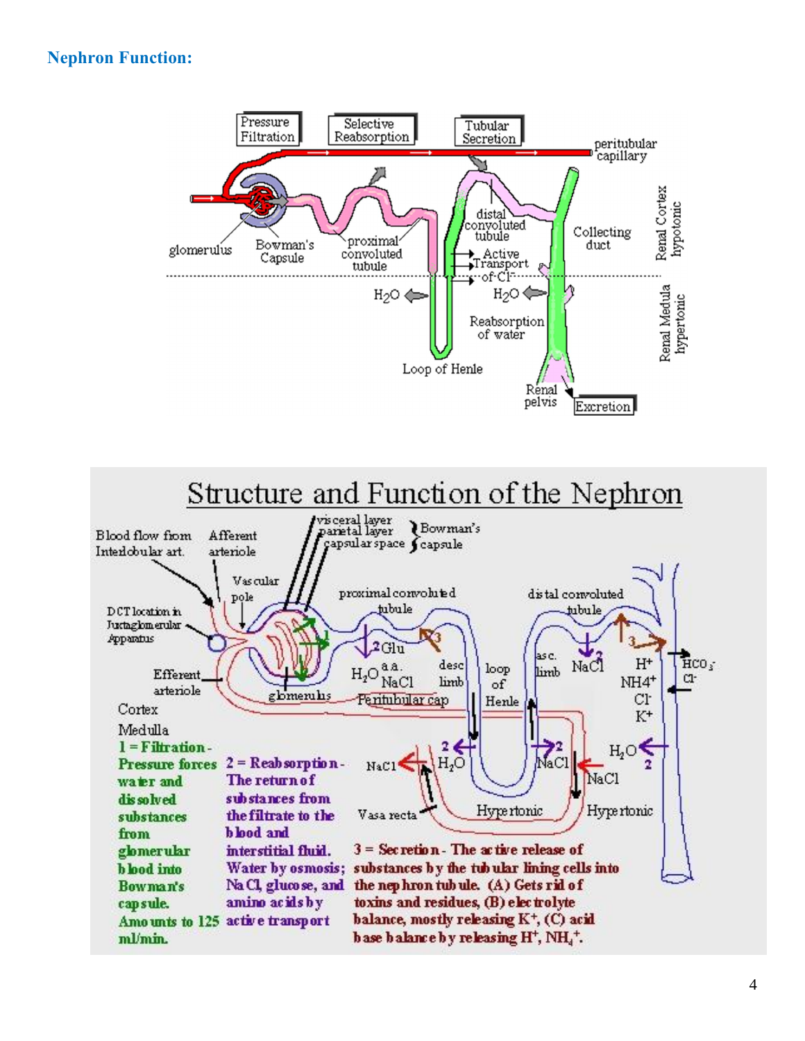## Nephron Function: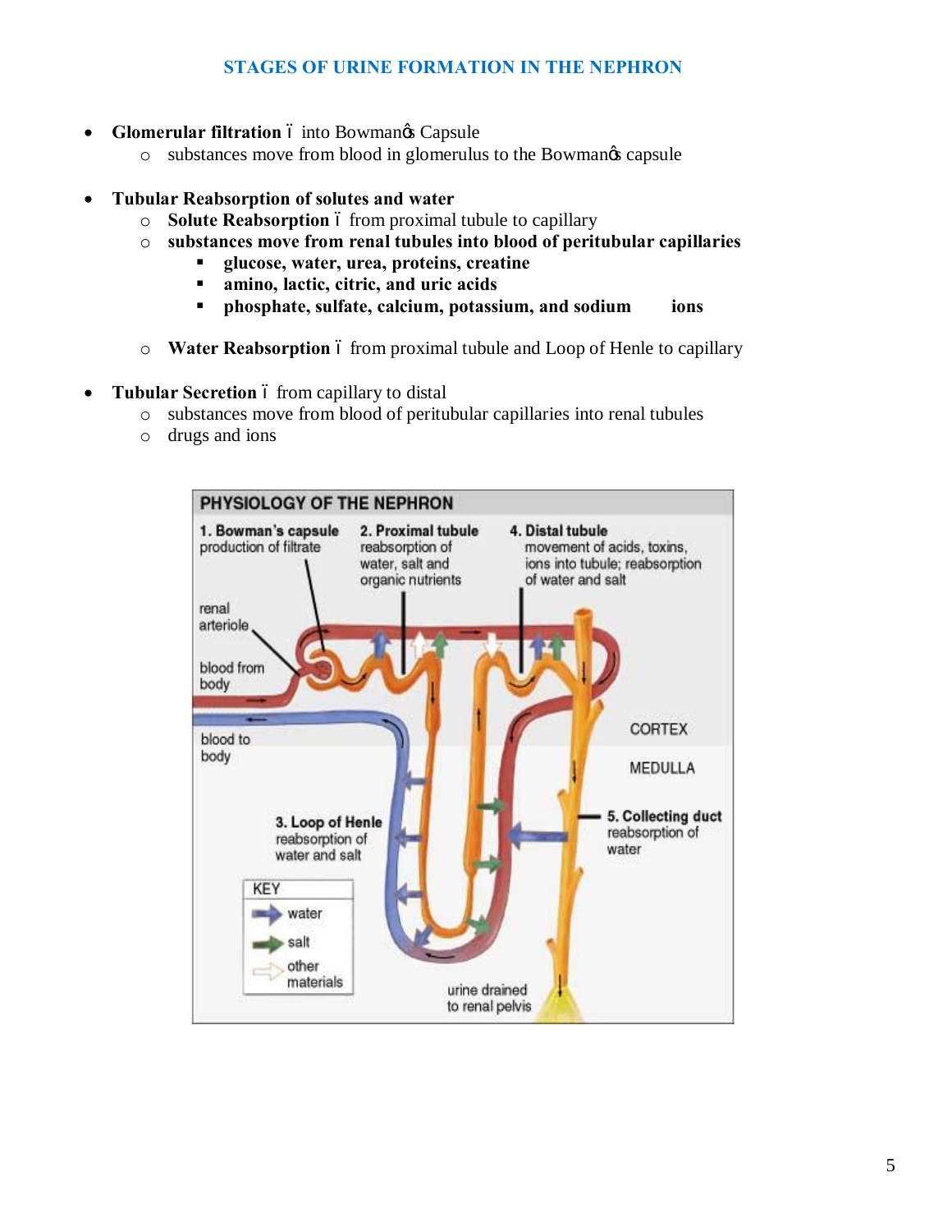## STAGES OF URINE FORMATION IN THE NEPHRON

- **Glomerular filtration** – into Bowman's Capsule
  - substances move from blood in glomerulus to the Bowman's capsule

- **Tubular Reabsorption of solutes and water**
  - **Solute Reabsorption** – from proximal tubule to capillary
  - **substances move from renal tubules into blood of peritubular capillaries**
    - **glucose, water, urea, proteins, creatine**
    - **amino, lactic, citric, and uric acids**
    - **phosphate, sulfate, calcium, potassium, and sodium ions**
  - **Water Reabsorption** – from proximal tubule and Loop of Henle to capillary

- **Tubular Secretion** – from capillary to distal
  - substances move from blood of peritubular capillaries into renal tubules
  - drugs and ions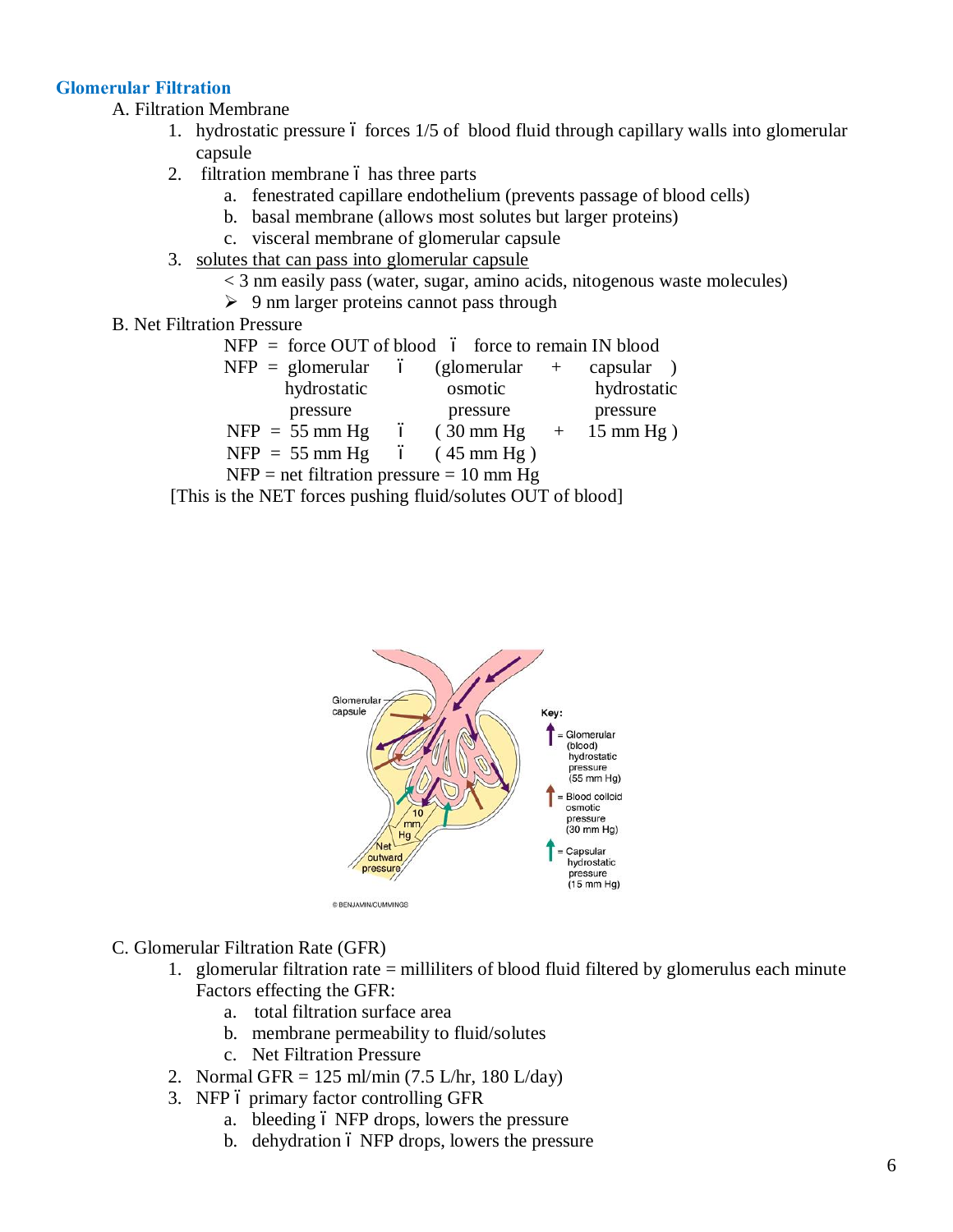### Glomerular Filtration

A. Filtration Membrane

1. hydrostatic pressure ï forces 1/5 of blood fluid through capillary walls into glomerular capsule
2. filtration membrane ï has three parts
   a. fenestrated capillare endothelium (prevents passage of blood cells)
   b. basal membrane (allows most solutes but larger proteins)
   c. visceral membrane of glomerular capsule
3. <u>solutes that can pass into glomerular capsule</u>
   < 3 nm easily pass (water, sugar, amino acids, nitogenous waste molecules)
   - 9 nm larger proteins cannot pass through

B. Net Filtration Pressure

NFP = force OUT of blood ï force to remain IN blood

NFP = glomerular hydrostatic pressure ï (glomerular osmotic pressure + capsular hydrostatic pressure)

NFP = 55 mm Hg ï ( 30 mm Hg + 15 mm Hg )

NFP = 55 mm Hg ï ( 45 mm Hg )

NFP = net filtration pressure = 10 mm Hg

[This is the NET forces pushing fluid/solutes OUT of blood]

C. Glomerular Filtration Rate (GFR)

1. glomerular filtration rate = milliliters of blood fluid filtered by glomerulus each minute
   Factors effecting the GFR:
   a. total filtration surface area
   b. membrane permeability to fluid/solutes
   c. Net Filtration Pressure
2. Normal GFR = 125 ml/min (7.5 L/hr, 180 L/day)
3. NFP ï primary factor controlling GFR
   a. bleeding ï NFP drops, lowers the pressure
   b. dehydration ï NFP drops, lowers the pressure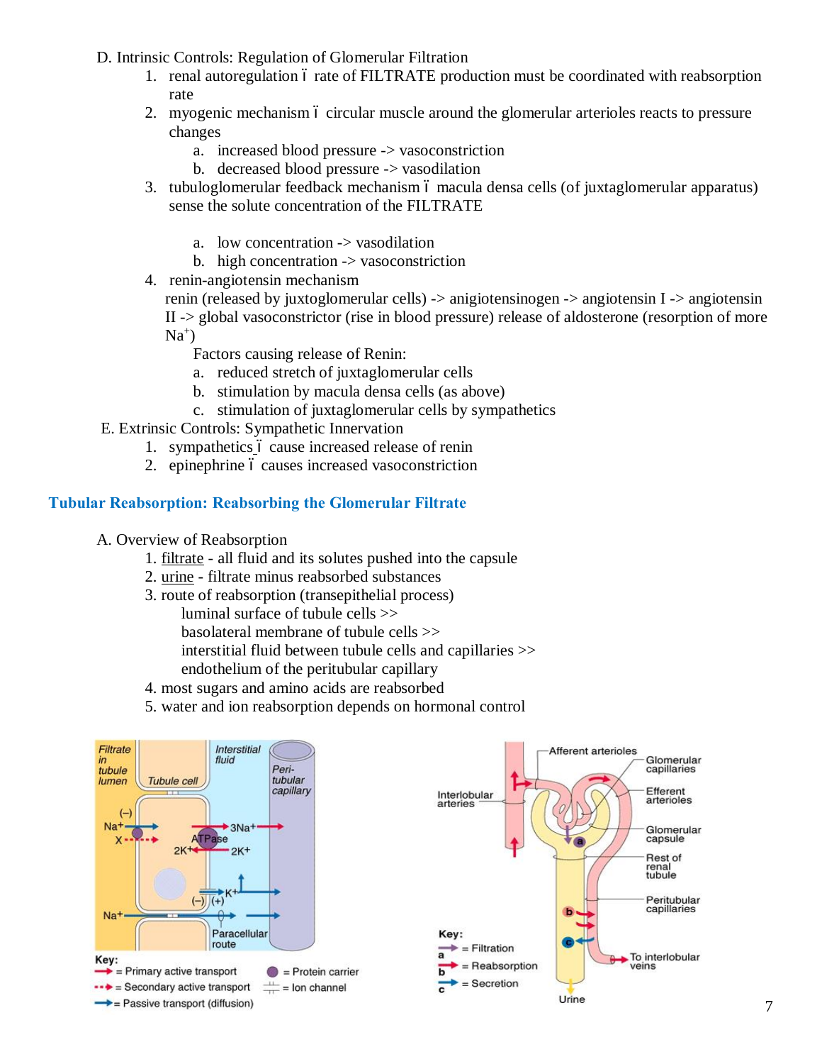D. Intrinsic Controls: Regulation of Glomerular Filtration

1. renal autoregulation ï rate of FILTRATE production must be coordinated with reabsorption rate
2. myogenic mechanism ï circular muscle around the glomerular arterioles reacts to pressure changes
    a. increased blood pressure -> vasoconstriction
    b. decreased blood pressure -> vasodilation
3. tubuloglomerular feedback mechanism ï macula densa cells (of juxtaglomerular apparatus) sense the solute concentration of the FILTRATE
    a. low concentration -> vasodilation
    b. high concentration -> vasoconstriction
4. renin-angiotensin mechanism
   renin (released by juxtoglomerular cells) -> anigiotensinogen -> angiotensin I -> angiotensin II -> global vasoconstrictor (rise in blood pressure) release of aldosterone (resorption of more $Na^+$)
   Factors causing release of Renin:
    a. reduced stretch of juxtaglomerular cells
    b. stimulation by macula densa cells (as above)
    c. stimulation of juxtaglomerular cells by sympathetics

E. Extrinsic Controls: Sympathetic Innervation

1. sympathetics ï cause increased release of renin
2. epinephrine ï causes increased vasoconstriction

## Tubular Reabsorption: Reabsorbing the Glomerular Filtrate

A. Overview of Reabsorption

1. filtrate - all fluid and its solutes pushed into the capsule
2. urine - filtrate minus reabsorbed substances
3. route of reabsorption (transepithelial process)
   luminal surface of tubule cells >>
   basolateral membrane of tubule cells >>
   interstitial fluid between tubule cells and capillaries >>
   endothelium of the peritubular capillary
4. most sugars and amino acids are reabsorbed
5. water and ion reabsorption depends on hormonal control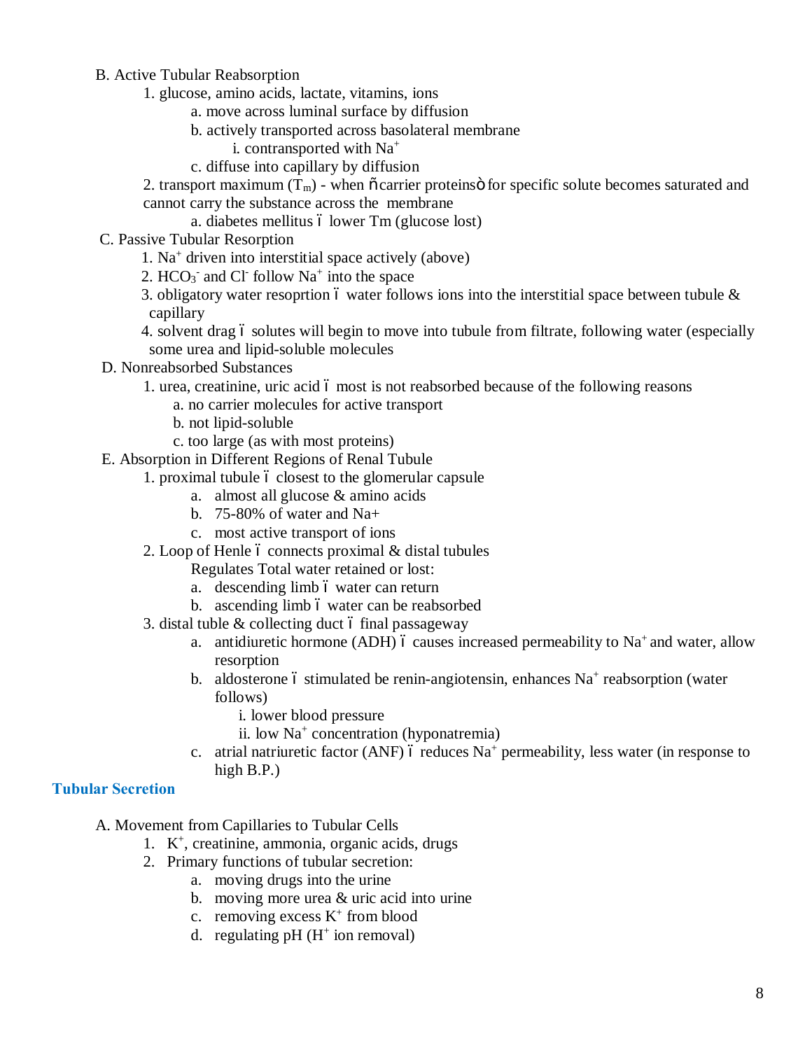B. Active Tubular Reabsorption
  1. glucose, amino acids, lactate, vitamins, ions
    a. move across luminal surface by diffusion
    b. actively transported across basolateral membrane
      i. contransported with $Na^+$
    c. diffuse into capillary by diffusion
  2. transport maximum ($T_m$) - when ñcarrier proteinsò for specific solute becomes saturated and cannot carry the substance across the membrane
    a. diabetes mellitus ó lower Tm (glucose lost)

C. Passive Tubular Resorption
  1. $Na^+$ driven into interstitial space actively (above)
  2. $HCO_3^-$ and $Cl^-$ follow $Na^+$ into the space
  3. obligatory water resoprtion ó water follows ions into the interstitial space between tubule & capillary
  4. solvent drag ó solutes will begin to move into tubule from filtrate, following water (especially some urea and lipid-soluble molecules

D. Nonreabsorbed Substances
  1. urea, creatinine, uric acid ó most is not reabsorbed because of the following reasons
    a. no carrier molecules for active transport
    b. not lipid-soluble
    c. too large (as with most proteins)

E. Absorption in Different Regions of Renal Tubule
  1. proximal tubule ó closest to the glomerular capsule
    a. almost all glucose & amino acids
    b. 75-80% of water and Na+
    c. most active transport of ions
  2. Loop of Henle ó connects proximal & distal tubules
    Regulates Total water retained or lost:
    a. descending limb ó water can return
    b. ascending limb ó water can be reabsorbed
  3. distal tuble & collecting duct ó final passageway
    a. antidiuretic hormone (ADH) ó causes increased permeability to $Na^+$ and water, allow resorption
    b. aldosterone ó stimulated be renin-angiotensin, enhances $Na^+$ reabsorption (water follows)
      i. lower blood pressure
      ii. low $Na^+$ concentration (hyponatremia)
    c. atrial natriuretic factor (ANF) ó reduces $Na^+$ permeability, less water (in response to high B.P.)

## Tubular Secretion

A. Movement from Capillaries to Tubular Cells
  1. $K^+$, creatinine, ammonia, organic acids, drugs
  2. Primary functions of tubular secretion:
    a. moving drugs into the urine
    b. moving more urea & uric acid into urine
    c. removing excess $K^+$ from blood
    d. regulating pH ($H^+$ ion removal)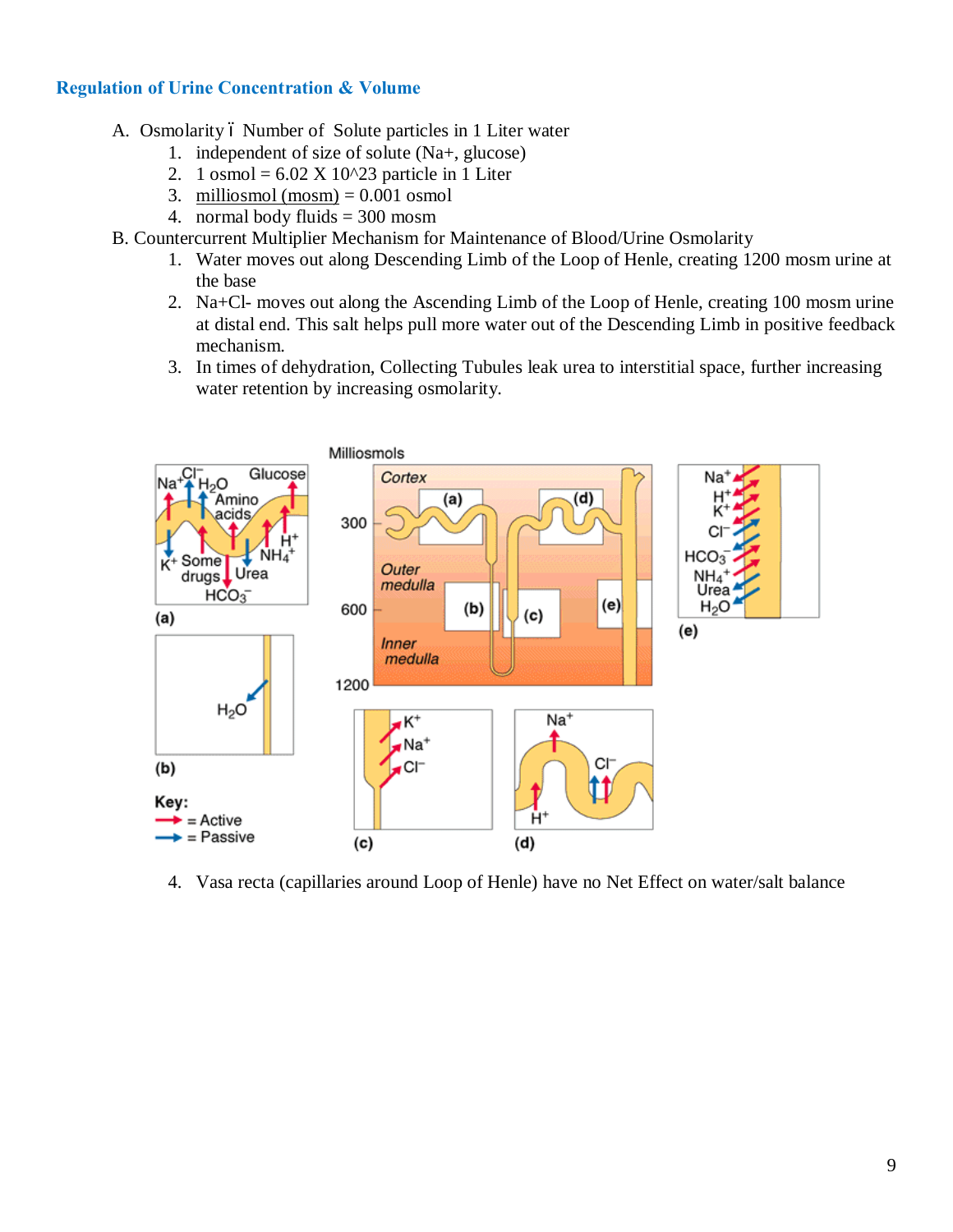## Regulation of Urine Concentration & Volume

A. Osmolarity – Number of Solute particles in 1 Liter water
   1. independent of size of solute (Na+, glucose)
   2. 1 osmol = 6.02 X 10^23 particle in 1 Liter
   3. milliosmol (mosm) = 0.001 osmol
   4. normal body fluids = 300 mosm

B. Countercurrent Multiplier Mechanism for Maintenance of Blood/Urine Osmolarity
   1. Water moves out along Descending Limb of the Loop of Henle, creating 1200 mosm urine at the base
   2. Na+Cl- moves out along the Ascending Limb of the Loop of Henle, creating 100 mosm urine at distal end. This salt helps pull more water out of the Descending Limb in positive feedback mechanism.
   3. In times of dehydration, Collecting Tubules leak urea to interstitial space, further increasing water retention by increasing osmolarity.
   4. Vasa recta (capillaries around Loop of Henle) have no Net Effect on water/salt balance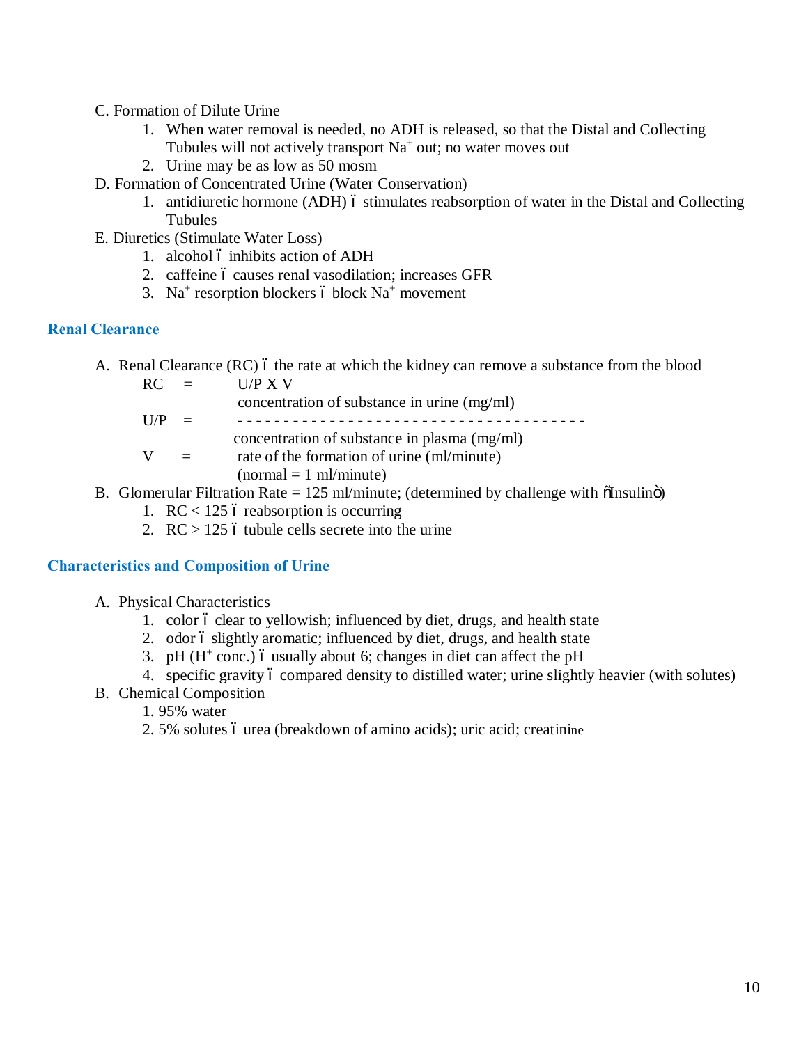C. Formation of Dilute Urine

1. When water removal is needed, no ADH is released, so that the Distal and Collecting Tubules will not actively transport $Na^+$ out; no water moves out
2. Urine may be as low as 50 mosm

D. Formation of Concentrated Urine (Water Conservation)

1. antidiuretic hormone (ADH) – stimulates reabsorption of water in the Distal and Collecting Tubules

E. Diuretics (Stimulate Water Loss)

1. alcohol – inhibits action of ADH
2. caffeine – causes renal vasodilation; increases GFR
3. $Na^+$ resorption blockers – block $Na^+$ movement

## Renal Clearance

A. Renal Clearance (RC) – the rate at which the kidney can remove a substance from the blood

RC = U/P X V

$$U/P = \frac{\text{concentration of substance in urine (mg/ml)}}{\text{concentration of substance in plasma (mg/ml)}}$$

V = rate of the formation of urine (ml/minute) (normal = 1 ml/minute)

B. Glomerular Filtration Rate = 125 ml/minute; (determined by challenge with "Insulin")

1. RC < 125 – reabsorption is occurring
2. RC > 125 – tubule cells secrete into the urine

## Characteristics and Composition of Urine

A. Physical Characteristics

1. color – clear to yellowish; influenced by diet, drugs, and health state
2. odor – slightly aromatic; influenced by diet, drugs, and health state
3. pH ($H^+$ conc.) – usually about 6; changes in diet can affect the pH
4. specific gravity – compared density to distilled water; urine slightly heavier (with solutes)

B. Chemical Composition

1. 95% water
2. 5% solutes – urea (breakdown of amino acids); uric acid; creatinine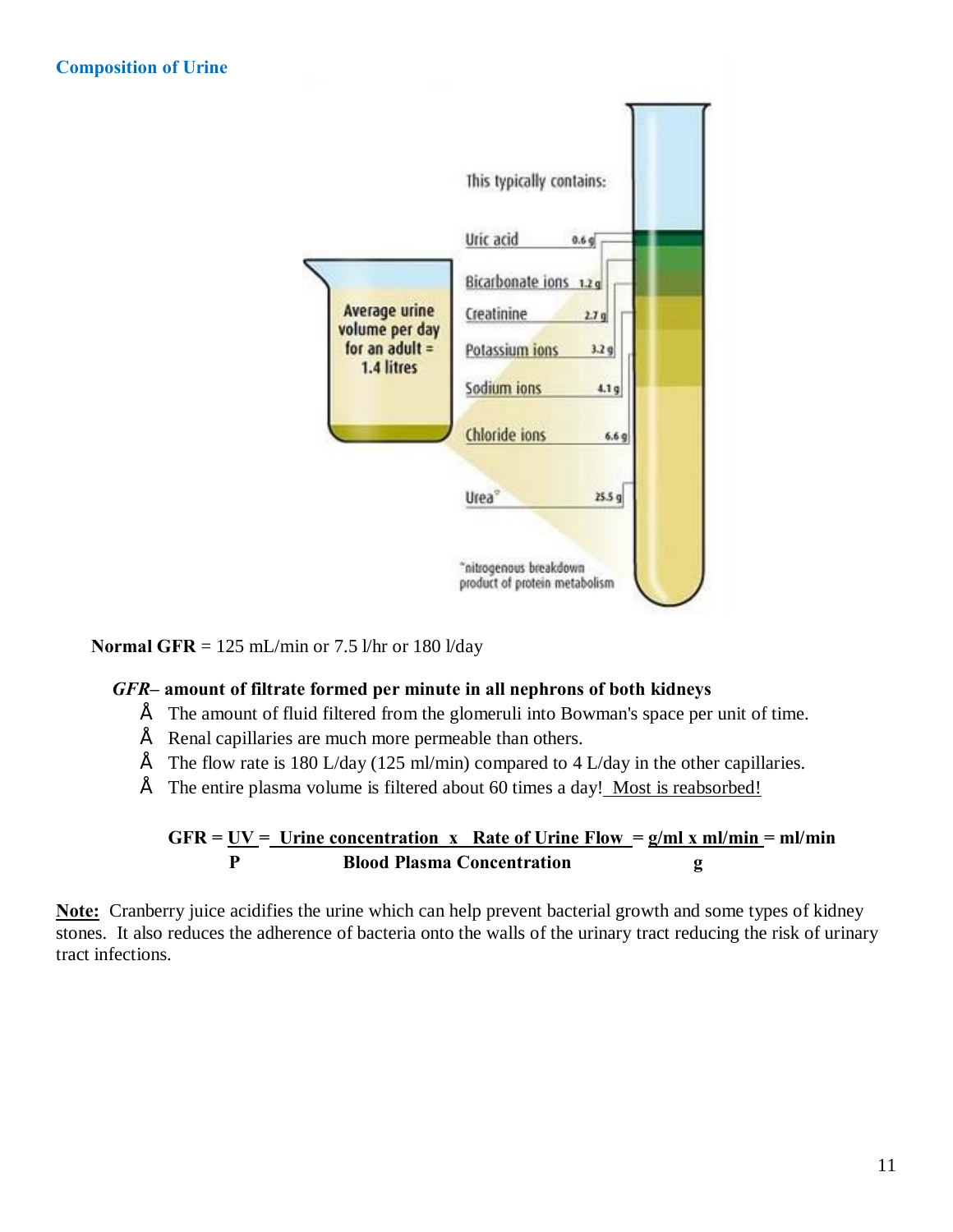## Composition of Urine

This typically contains:

- Uric acid 0.6 g
- Bicarbonate ions 1.2 g
- Creatinine 2.7 g
- Potassium ions 3.2 g
- Sodium ions 4.1 g
- Chloride ions 6.6 g
- Urea* 25.5 g

*nitrogenous breakdown product of protein metabolism

Average urine volume per day for an adult = 1.4 litres

**Normal GFR** = 125 mL/min or 7.5 l/hr or 180 l/day

***GFR*– amount of filtrate formed per minute in all nephrons of both kidneys**

- The amount of fluid filtered from the glomeruli into Bowman's space per unit of time.
- Renal capillaries are much more permeable than others.
- The flow rate is 180 L/day (125 ml/min) compared to 4 L/day in the other capillaries.
- The entire plasma volume is filtered about 60 times a day! Most is reabsorbed!

$$\textbf{GFR} = \frac{UV}{P} = \frac{\text{Urine concentration} \times \text{Rate of Urine Flow}}{\text{Blood Plasma Concentration}} = \frac{g/ml \times ml/min}{g} = ml/min$$

**Note:** Cranberry juice acidifies the urine which can help prevent bacterial growth and some types of kidney stones. It also reduces the adherence of bacteria onto the walls of the urinary tract reducing the risk of urinary tract infections.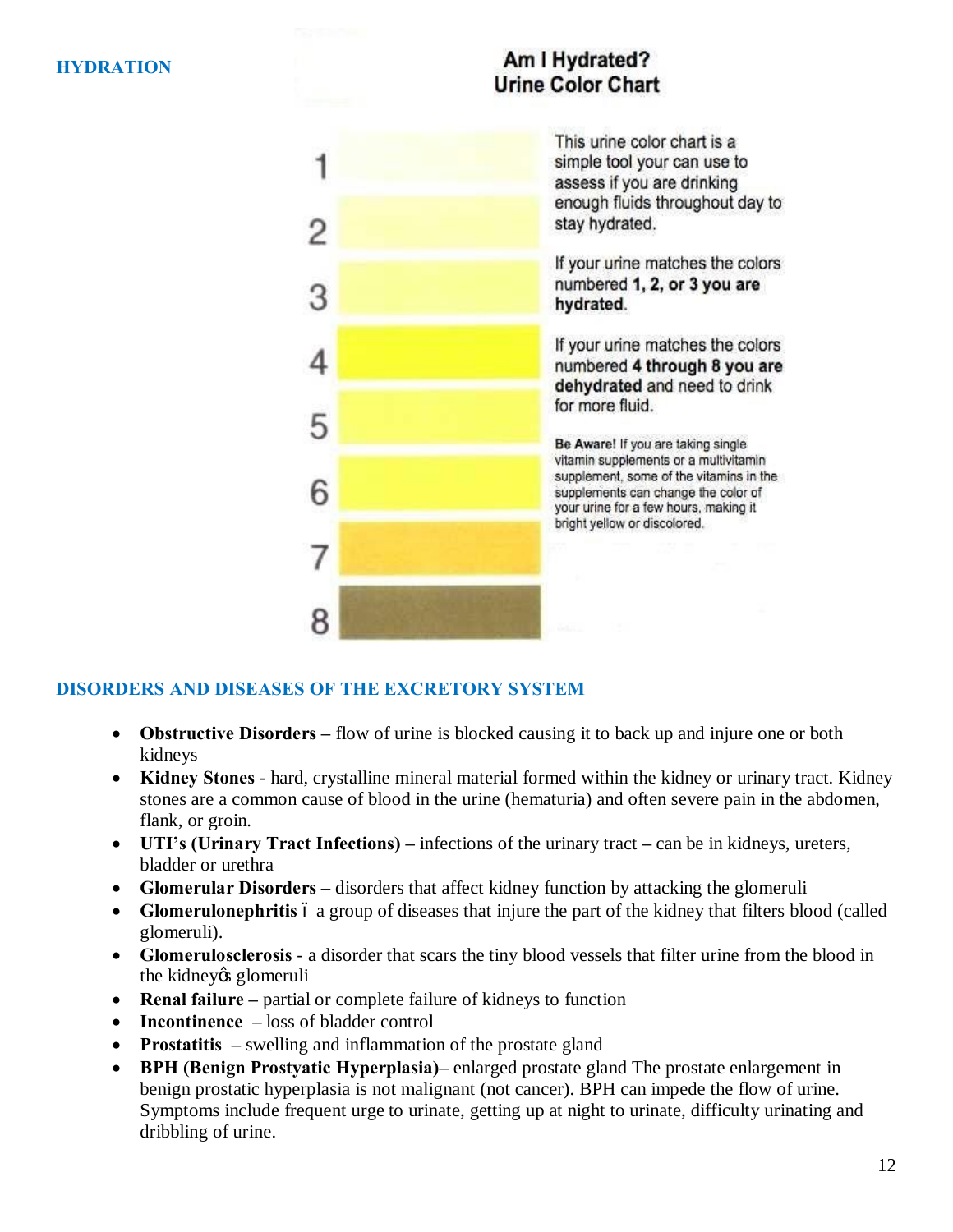## HYDRATION

Am I Hydrated?
Urine Color Chart

1
2
3
4
5
6
7
8

This urine color chart is a simple tool your can use to assess if you are drinking enough fluids throughout day to stay hydrated.

If your urine matches the colors numbered **1, 2, or 3 you are hydrated**.

If your urine matches the colors numbered **4 through 8 you are dehydrated** and need to drink for more fluid.

**Be Aware!** If you are taking single vitamin supplements or a multivitamin supplement, some of the vitamins in the supplements can change the color of your urine for a few hours, making it bright yellow or discolored.

## DISORDERS AND DISEASES OF THE EXCRETORY SYSTEM

- **Obstructive Disorders** – flow of urine is blocked causing it to back up and injure one or both kidneys
- **Kidney Stones** - hard, crystalline mineral material formed within the kidney or urinary tract. Kidney stones are a common cause of blood in the urine (hematuria) and often severe pain in the abdomen, flank, or groin.
- **UTI's (Urinary Tract Infections)** – infections of the urinary tract – can be in kidneys, ureters, bladder or urethra
- **Glomerular Disorders** – disorders that affect kidney function by attacking the glomeruli
- **Glomerulonephritis** – a group of diseases that injure the part of the kidney that filters blood (called glomeruli).
- **Glomerulosclerosis** - a disorder that scars the tiny blood vessels that filter urine from the blood in the kidney's glomeruli
- **Renal failure** – partial or complete failure of kidneys to function
- **Incontinence** – loss of bladder control
- **Prostatitis** – swelling and inflammation of the prostate gland
- **BPH (Benign Prostyatic Hyperplasia)**– enlarged prostate gland The prostate enlargement in benign prostatic hyperplasia is not malignant (not cancer). BPH can impede the flow of urine. Symptoms include frequent urge to urinate, getting up at night to urinate, difficulty urinating and dribbling of urine.